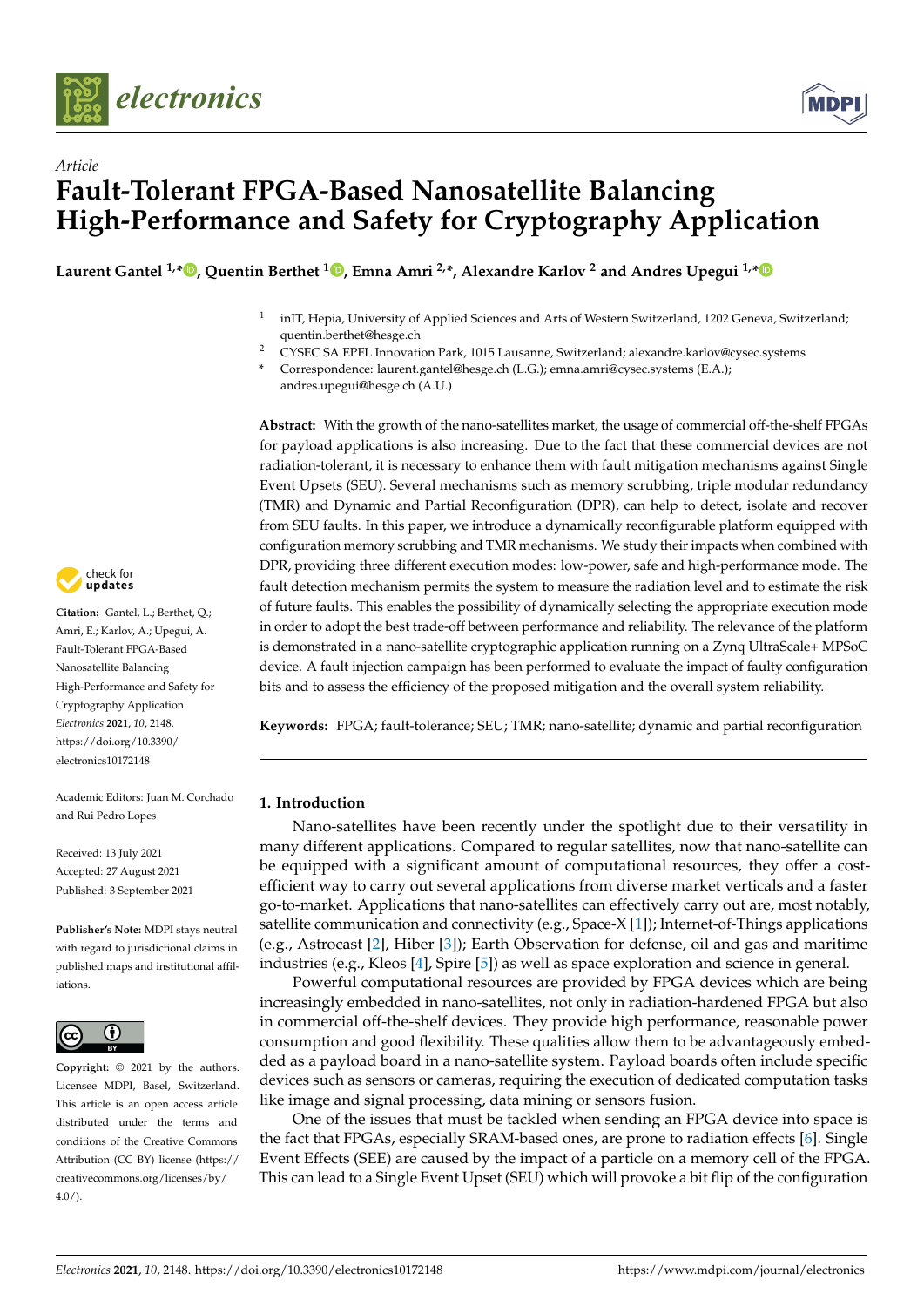*Article*

# Fault-Tolerant FPGA-Based Nanosatellite Balancing High-Performance and Safety for Cryptography Application

**Laurent Gantel [1,*], Quentin Berthet [1], Emna Amri [2,*], Alexandre Karlov [2] and Andres Upegui [1,*]**

[1] inIT, Hepia, University of Applied Sciences and Arts of Western Switzerland, 1202 Geneva, Switzerland; quentin.berthet@hesge.ch

[2] CYSEC SA EPFL Innovation Park, 1015 Lausanne, Switzerland; alexandre.karlov@cysec.systems

\* Correspondence: laurent.gantel@hesge.ch (L.G.); emna.amri@cysec.systems (E.A.); andres.upegui@hesge.ch (A.U.)

**Abstract:** With the growth of the nano-satellites market, the usage of commercial off-the-shelf FPGAs for payload applications is also increasing. Due to the fact that these commercial devices are not radiation-tolerant, it is necessary to enhance them with fault mitigation mechanisms against Single Event Upsets (SEU). Several mechanisms such as memory scrubbing, triple modular redundancy (TMR) and Dynamic and Partial Reconfiguration (DPR), can help to detect, isolate and recover from SEU faults. In this paper, we introduce a dynamically reconfigurable platform equipped with configuration memory scrubbing and TMR mechanisms. We study their impacts when combined with DPR, providing three different execution modes: low-power, safe and high-performance mode. The fault detection mechanism permits the system to measure the radiation level and to estimate the risk of future faults. This enables the possibility of dynamically selecting the appropriate execution mode in order to adopt the best trade-off between performance and reliability. The relevance of the platform is demonstrated in a nano-satellite cryptographic application running on a Zynq UltraScale+ MPSoC device. A fault injection campaign has been performed to evaluate the impact of faulty configuration bits and to assess the efficiency of the proposed mitigation and the overall system reliability.

**Keywords:** FPGA; fault-tolerance; SEU; TMR; nano-satellite; dynamic and partial reconfiguration

**Citation:** Gantel, L.; Berthet, Q.; Amri, E.; Karlov, A.; Upegui, A. Fault-Tolerant FPGA-Based Nanosatellite Balancing High-Performance and Safety for Cryptography Application. *Electronics* **2021**, *10*, 2148. https://doi.org/10.3390/electronics10172148

Academic Editors: Juan M. Corchado and Rui Pedro Lopes

Received: 13 July 2021
Accepted: 27 August 2021
Published: 3 September 2021

**Publisher's Note:** MDPI stays neutral with regard to jurisdictional claims in published maps and institutional affiliations.

**Copyright:** © 2021 by the authors. Licensee MDPI, Basel, Switzerland. This article is an open access article distributed under the terms and conditions of the Creative Commons Attribution (CC BY) license (https://creativecommons.org/licenses/by/4.0/).

## 1. Introduction

Nano-satellites have been recently under the spotlight due to their versatility in many different applications. Compared to regular satellites, now that nano-satellite can be equipped with a significant amount of computational resources, they offer a cost-efficient way to carry out several applications from diverse market verticals and a faster go-to-market. Applications that nano-satellites can effectively carry out are, most notably, satellite communication and connectivity (e.g., Space-X [1]); Internet-of-Things applications (e.g., Astrocast [2], Hiber [3]); Earth Observation for defense, oil and gas and maritime industries (e.g., Kleos [4], Spire [5]) as well as space exploration and science in general.

Powerful computational resources are provided by FPGA devices which are being increasingly embedded in nano-satellites, not only in radiation-hardened FPGA but also in commercial off-the-shelf devices. They provide high performance, reasonable power consumption and good flexibility. These qualities allow them to be advantageously embedded as a payload board in a nano-satellite system. Payload boards often include specific devices such as sensors or cameras, requiring the execution of dedicated computation tasks like image and signal processing, data mining or sensors fusion.

One of the issues that must be tackled when sending an FPGA device into space is the fact that FPGAs, especially SRAM-based ones, are prone to radiation effects [6]. Single Event Effects (SEE) are caused by the impact of a particle on a memory cell of the FPGA. This can lead to a Single Event Upset (SEU) which will provoke a bit flip of the configuration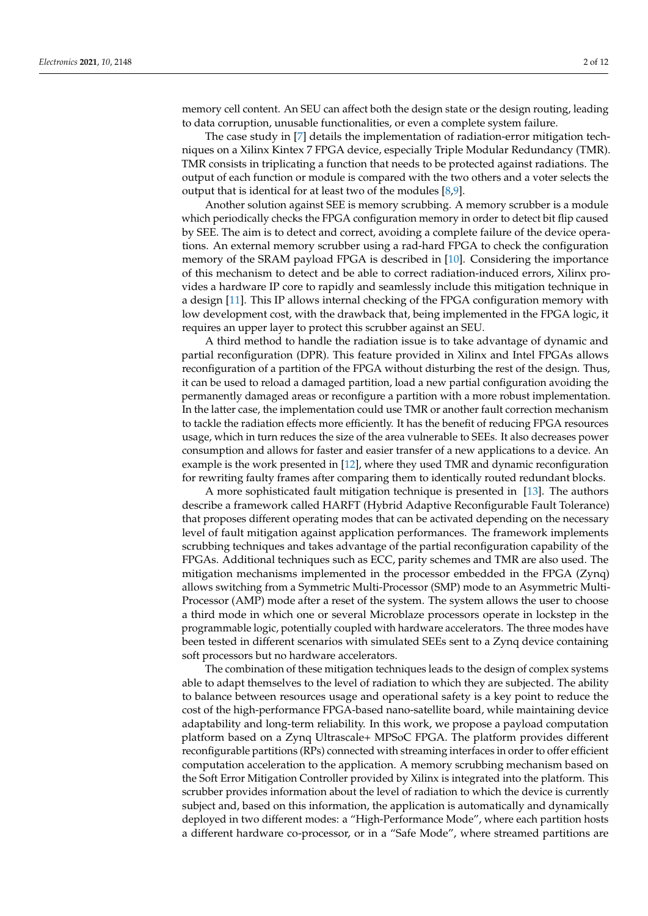memory cell content. An SEU can affect both the design state or the design routing, leading to data corruption, unusable functionalities, or even a complete system failure.

The case study in [7] details the implementation of radiation-error mitigation techniques on a Xilinx Kintex 7 FPGA device, especially Triple Modular Redundancy (TMR). TMR consists in triplicating a function that needs to be protected against radiations. The output of each function or module is compared with the two others and a voter selects the output that is identical for at least two of the modules [8,9].

Another solution against SEE is memory scrubbing. A memory scrubber is a module which periodically checks the FPGA configuration memory in order to detect bit flip caused by SEE. The aim is to detect and correct, avoiding a complete failure of the device operations. An external memory scrubber using a rad-hard FPGA to check the configuration memory of the SRAM payload FPGA is described in [10]. Considering the importance of this mechanism to detect and be able to correct radiation-induced errors, Xilinx provides a hardware IP core to rapidly and seamlessly include this mitigation technique in a design [11]. This IP allows internal checking of the FPGA configuration memory with low development cost, with the drawback that, being implemented in the FPGA logic, it requires an upper layer to protect this scrubber against an SEU.

A third method to handle the radiation issue is to take advantage of dynamic and partial reconfiguration (DPR). This feature provided in Xilinx and Intel FPGAs allows reconfiguration of a partition of the FPGA without disturbing the rest of the design. Thus, it can be used to reload a damaged partition, load a new partial configuration avoiding the permanently damaged areas or reconfigure a partition with a more robust implementation. In the latter case, the implementation could use TMR or another fault correction mechanism to tackle the radiation effects more efficiently. It has the benefit of reducing FPGA resources usage, which in turn reduces the size of the area vulnerable to SEEs. It also decreases power consumption and allows for faster and easier transfer of a new applications to a device. An example is the work presented in [12], where they used TMR and dynamic reconfiguration for rewriting faulty frames after comparing them to identically routed redundant blocks.

A more sophisticated fault mitigation technique is presented in [13]. The authors describe a framework called HARFT (Hybrid Adaptive Reconfigurable Fault Tolerance) that proposes different operating modes that can be activated depending on the necessary level of fault mitigation against application performances. The framework implements scrubbing techniques and takes advantage of the partial reconfiguration capability of the FPGAs. Additional techniques such as ECC, parity schemes and TMR are also used. The mitigation mechanisms implemented in the processor embedded in the FPGA (Zynq) allows switching from a Symmetric Multi-Processor (SMP) mode to an Asymmetric Multi-Processor (AMP) mode after a reset of the system. The system allows the user to choose a third mode in which one or several Microblaze processors operate in lockstep in the programmable logic, potentially coupled with hardware accelerators. The three modes have been tested in different scenarios with simulated SEEs sent to a Zynq device containing soft processors but no hardware accelerators.

The combination of these mitigation techniques leads to the design of complex systems able to adapt themselves to the level of radiation to which they are subjected. The ability to balance between resources usage and operational safety is a key point to reduce the cost of the high-performance FPGA-based nano-satellite board, while maintaining device adaptability and long-term reliability. In this work, we propose a payload computation platform based on a Zynq Ultrascale+ MPSoC FPGA. The platform provides different reconfigurable partitions (RPs) connected with streaming interfaces in order to offer efficient computation acceleration to the application. A memory scrubbing mechanism based on the Soft Error Mitigation Controller provided by Xilinx is integrated into the platform. This scrubber provides information about the level of radiation to which the device is currently subject and, based on this information, the application is automatically and dynamically deployed in two different modes: a "High-Performance Mode", where each partition hosts a different hardware co-processor, or in a "Safe Mode", where streamed partitions are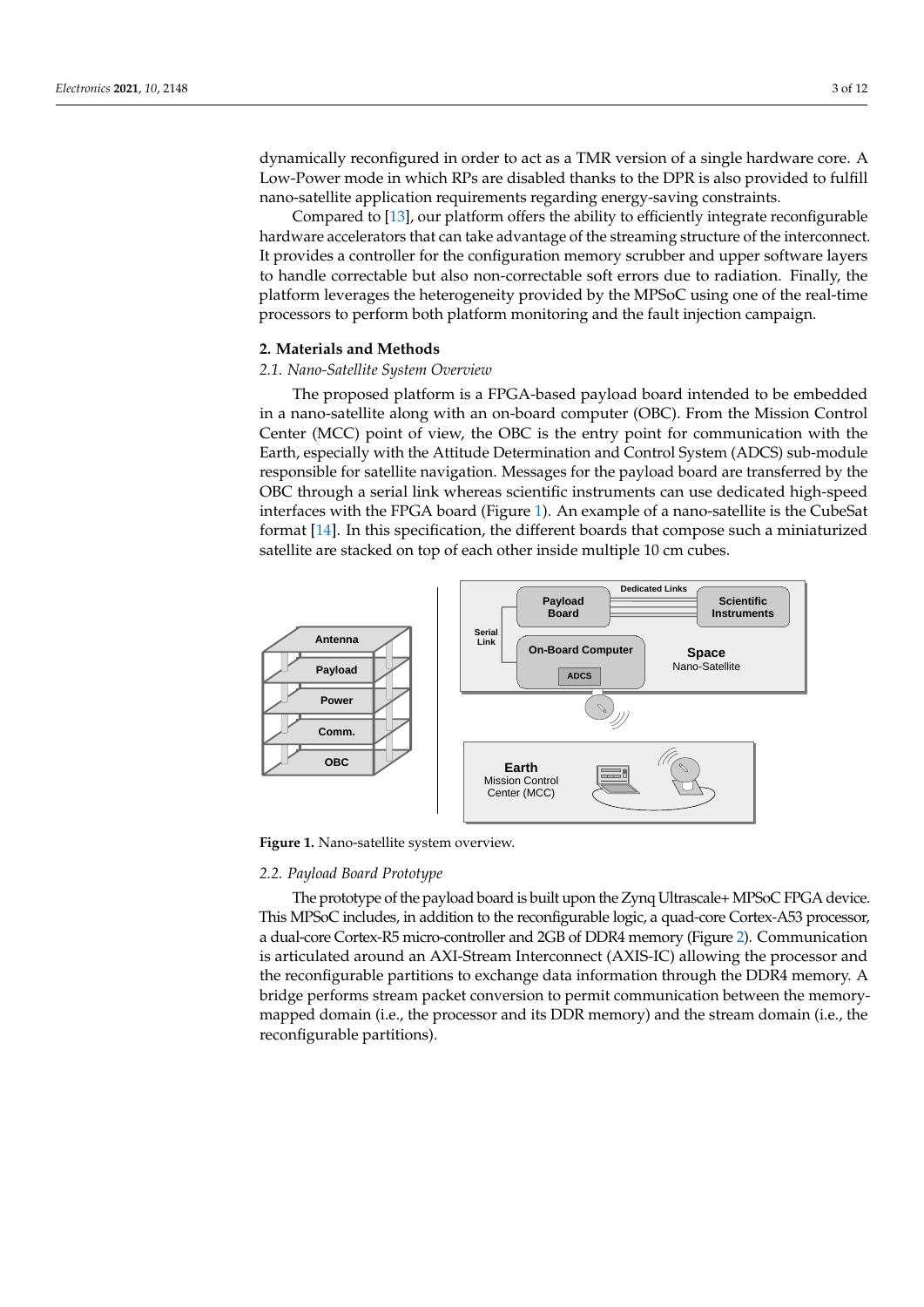dynamically reconfigured in order to act as a TMR version of a single hardware core. A Low-Power mode in which RPs are disabled thanks to the DPR is also provided to fulfill nano-satellite application requirements regarding energy-saving constraints.

Compared to [13], our platform offers the ability to efficiently integrate reconfigurable hardware accelerators that can take advantage of the streaming structure of the interconnect. It provides a controller for the configuration memory scrubber and upper software layers to handle correctable but also non-correctable soft errors due to radiation. Finally, the platform leverages the heterogeneity provided by the MPSoC using one of the real-time processors to perform both platform monitoring and the fault injection campaign.

## 2. Materials and Methods

### *2.1. Nano-Satellite System Overview*

The proposed platform is a FPGA-based payload board intended to be embedded in a nano-satellite along with an on-board computer (OBC). From the Mission Control Center (MCC) point of view, the OBC is the entry point for communication with the Earth, especially with the Attitude Determination and Control System (ADCS) sub-module responsible for satellite navigation. Messages for the payload board are transferred by the OBC through a serial link whereas scientific instruments can use dedicated high-speed interfaces with the FPGA board (Figure 1). An example of a nano-satellite is the CubeSat format [14]. In this specification, the different boards that compose such a miniaturized satellite are stacked on top of each other inside multiple 10 cm cubes.

**Figure 1.** Nano-satellite system overview.

### *2.2. Payload Board Prototype*

The prototype of the payload board is built upon the Zynq Ultrascale+ MPSoC FPGA device. This MPSoC includes, in addition to the reconfigurable logic, a quad-core Cortex-A53 processor, a dual-core Cortex-R5 micro-controller and 2GB of DDR4 memory (Figure 2). Communication is articulated around an AXI-Stream Interconnect (AXIS-IC) allowing the processor and the reconfigurable partitions to exchange data information through the DDR4 memory. A bridge performs stream packet conversion to permit communication between the memory-mapped domain (i.e., the processor and its DDR memory) and the stream domain (i.e., the reconfigurable partitions).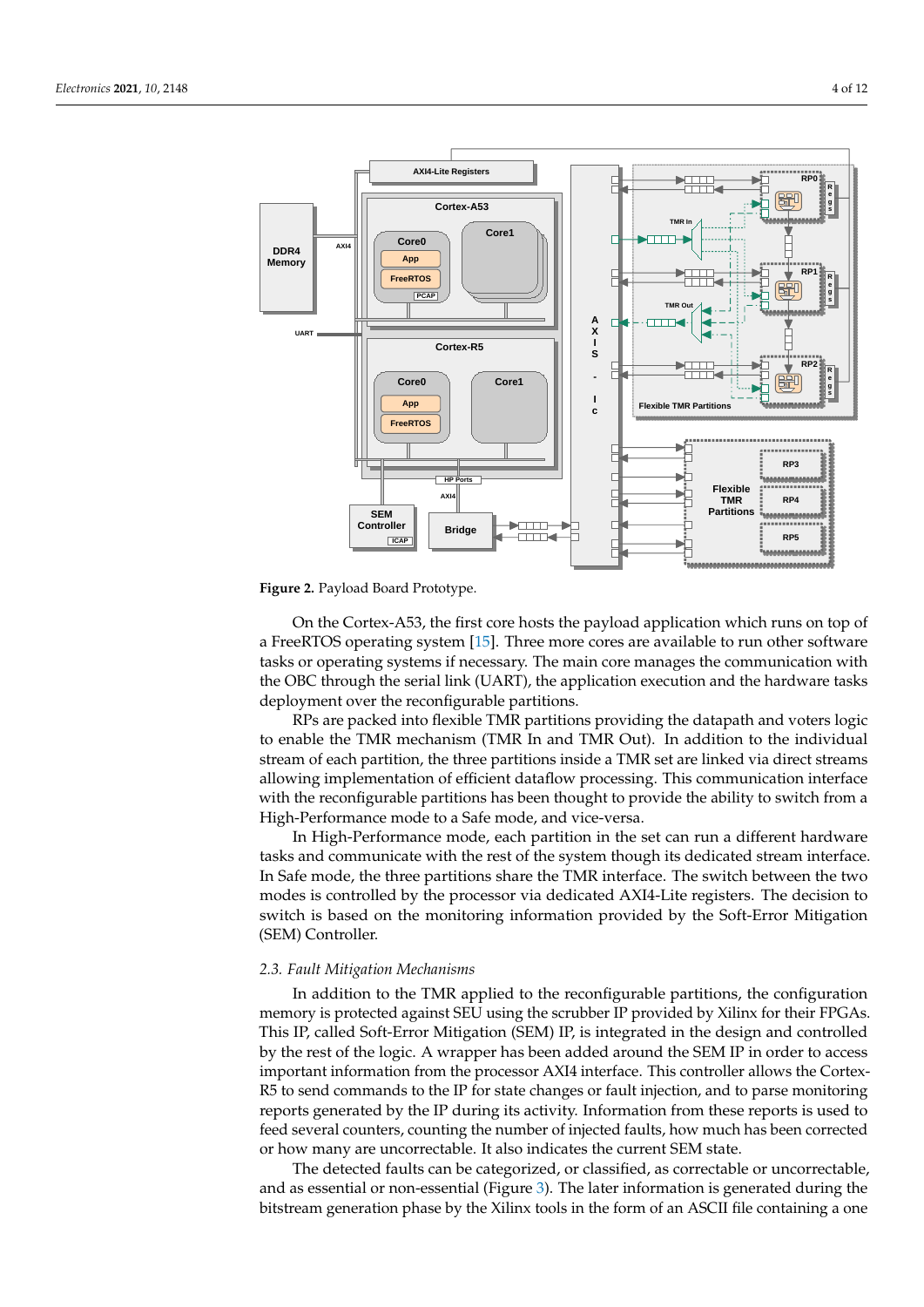Figure 2. Payload Board Prototype.

On the Cortex-A53, the first core hosts the payload application which runs on top of a FreeRTOS operating system [15]. Three more cores are available to run other software tasks or operating systems if necessary. The main core manages the communication with the OBC through the serial link (UART), the application execution and the hardware tasks deployment over the reconfigurable partitions.

RPs are packed into flexible TMR partitions providing the datapath and voters logic to enable the TMR mechanism (TMR In and TMR Out). In addition to the individual stream of each partition, the three partitions inside a TMR set are linked via direct streams allowing implementation of efficient dataflow processing. This communication interface with the reconfigurable partitions has been thought to provide the ability to switch from a High-Performance mode to a Safe mode, and vice-versa.

In High-Performance mode, each partition in the set can run a different hardware tasks and communicate with the rest of the system though its dedicated stream interface. In Safe mode, the three partitions share the TMR interface. The switch between the two modes is controlled by the processor via dedicated AXI4-Lite registers. The decision to switch is based on the monitoring information provided by the Soft-Error Mitigation (SEM) Controller.

### 2.3. Fault Mitigation Mechanisms

In addition to the TMR applied to the reconfigurable partitions, the configuration memory is protected against SEU using the scrubber IP provided by Xilinx for their FPGAs. This IP, called Soft-Error Mitigation (SEM) IP, is integrated in the design and controlled by the rest of the logic. A wrapper has been added around the SEM IP in order to access important information from the processor AXI4 interface. This controller allows the Cortex-R5 to send commands to the IP for state changes or fault injection, and to parse monitoring reports generated by the IP during its activity. Information from these reports is used to feed several counters, counting the number of injected faults, how much has been corrected or how many are uncorrectable. It also indicates the current SEM state.

The detected faults can be categorized, or classified, as correctable or uncorrectable, and as essential or non-essential (Figure 3). The later information is generated during the bitstream generation phase by the Xilinx tools in the form of an ASCII file containing a one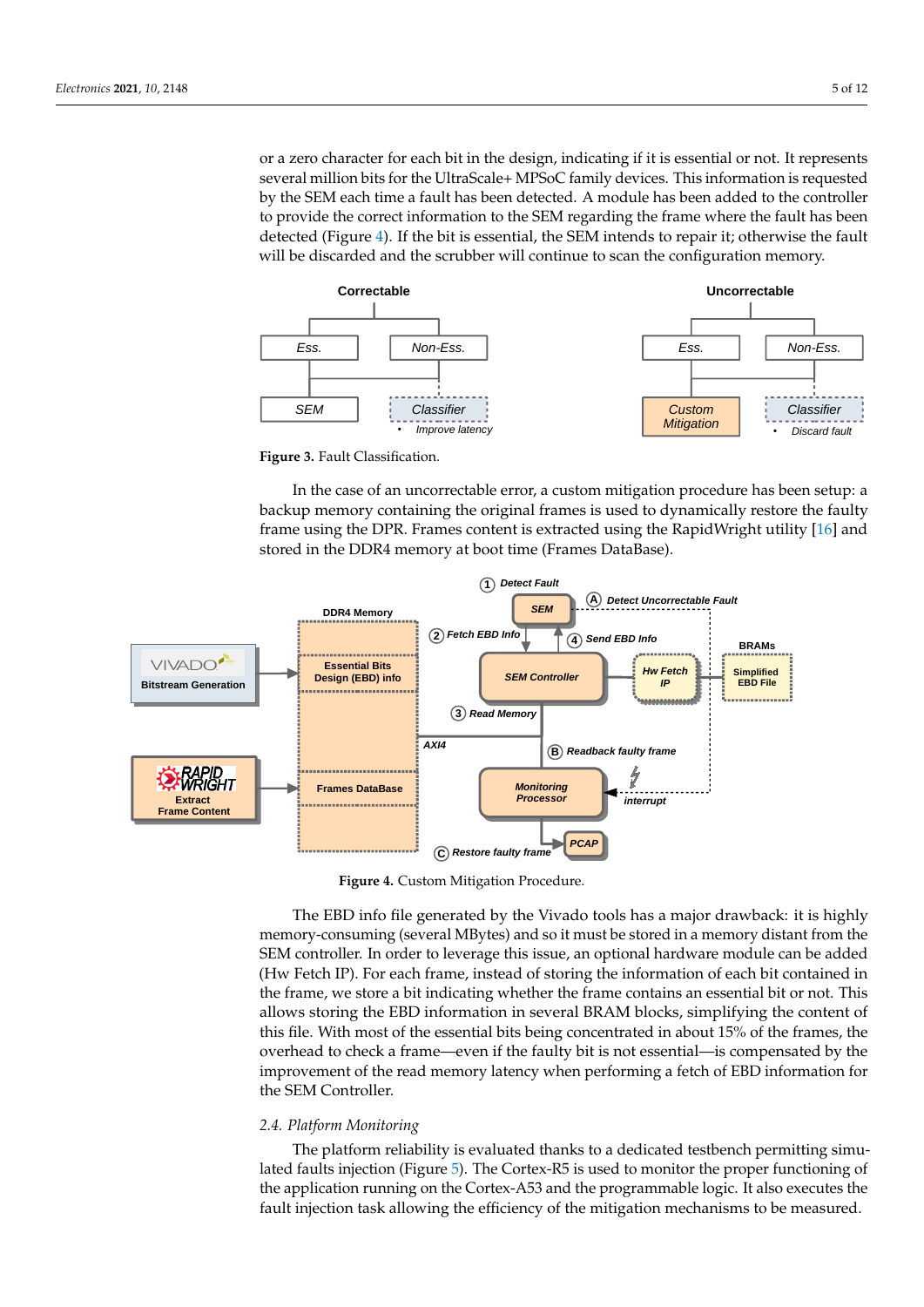or a zero character for each bit in the design, indicating if it is essential or not. It represents several million bits for the UltraScale+ MPSoC family devices. This information is requested by the SEM each time a fault has been detected. A module has been added to the controller to provide the correct information to the SEM regarding the frame where the fault has been detected (Figure 4). If the bit is essential, the SEM intends to repair it; otherwise the fault will be discarded and the scrubber will continue to scan the configuration memory.

**Figure 3.** Fault Classification.

In the case of an uncorrectable error, a custom mitigation procedure has been setup: a backup memory containing the original frames is used to dynamically restore the faulty frame using the DPR. Frames content is extracted using the RapidWright utility [16] and stored in the DDR4 memory at boot time (Frames DataBase).

**Figure 4.** Custom Mitigation Procedure.

The EBD info file generated by the Vivado tools has a major drawback: it is highly memory-consuming (several MBytes) and so it must be stored in a memory distant from the SEM controller. In order to leverage this issue, an optional hardware module can be added (Hw Fetch IP). For each frame, instead of storing the information of each bit contained in the frame, we store a bit indicating whether the frame contains an essential bit or not. This allows storing the EBD information in several BRAM blocks, simplifying the content of this file. With most of the essential bits being concentrated in about 15% of the frames, the overhead to check a frame—even if the faulty bit is not essential—is compensated by the improvement of the read memory latency when performing a fetch of EBD information for the SEM Controller.

### 2.4. Platform Monitoring

The platform reliability is evaluated thanks to a dedicated testbench permitting simulated faults injection (Figure 5). The Cortex-R5 is used to monitor the proper functioning of the application running on the Cortex-A53 and the programmable logic. It also executes the fault injection task allowing the efficiency of the mitigation mechanisms to be measured.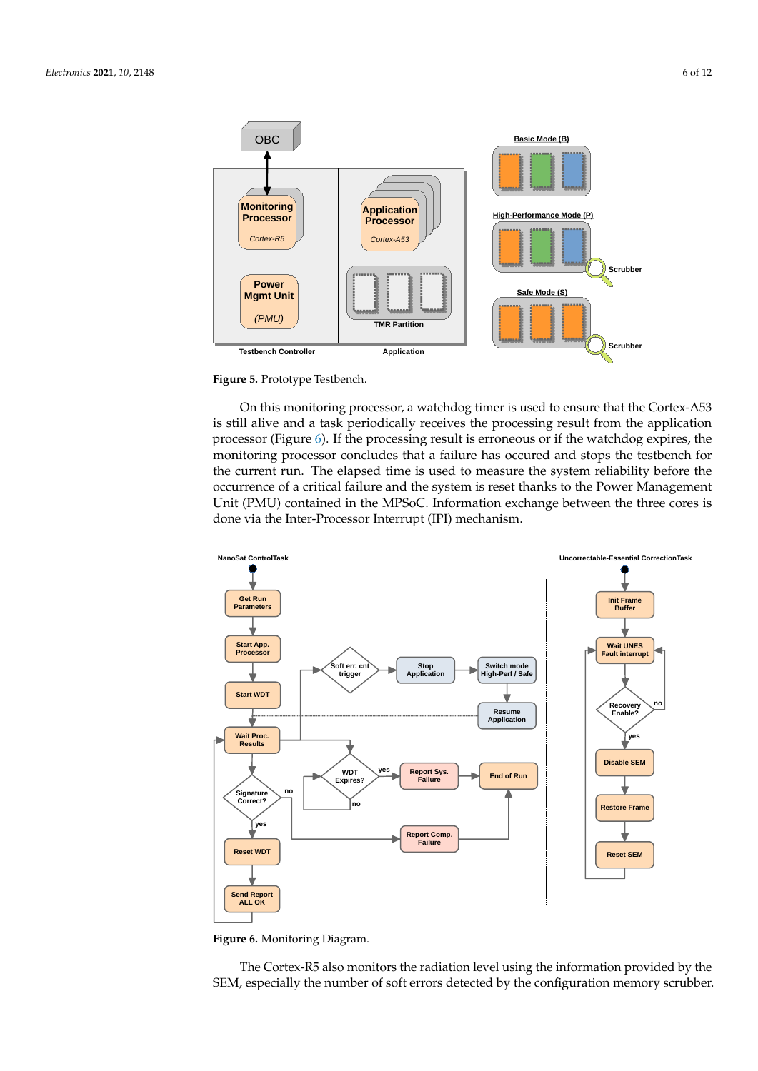**Figure 5.** Prototype Testbench.

On this monitoring processor, a watchdog timer is used to ensure that the Cortex-A53 is still alive and a task periodically receives the processing result from the application processor (Figure 6). If the processing result is erroneous or if the watchdog expires, the monitoring processor concludes that a failure has occured and stops the testbench for the current run. The elapsed time is used to measure the system reliability before the occurrence of a critical failure and the system is reset thanks to the Power Management Unit (PMU) contained in the MPSoC. Information exchange between the three cores is done via the Inter-Processor Interrupt (IPI) mechanism.

**Figure 6.** Monitoring Diagram.

The Cortex-R5 also monitors the radiation level using the information provided by the SEM, especially the number of soft errors detected by the configuration memory scrubber.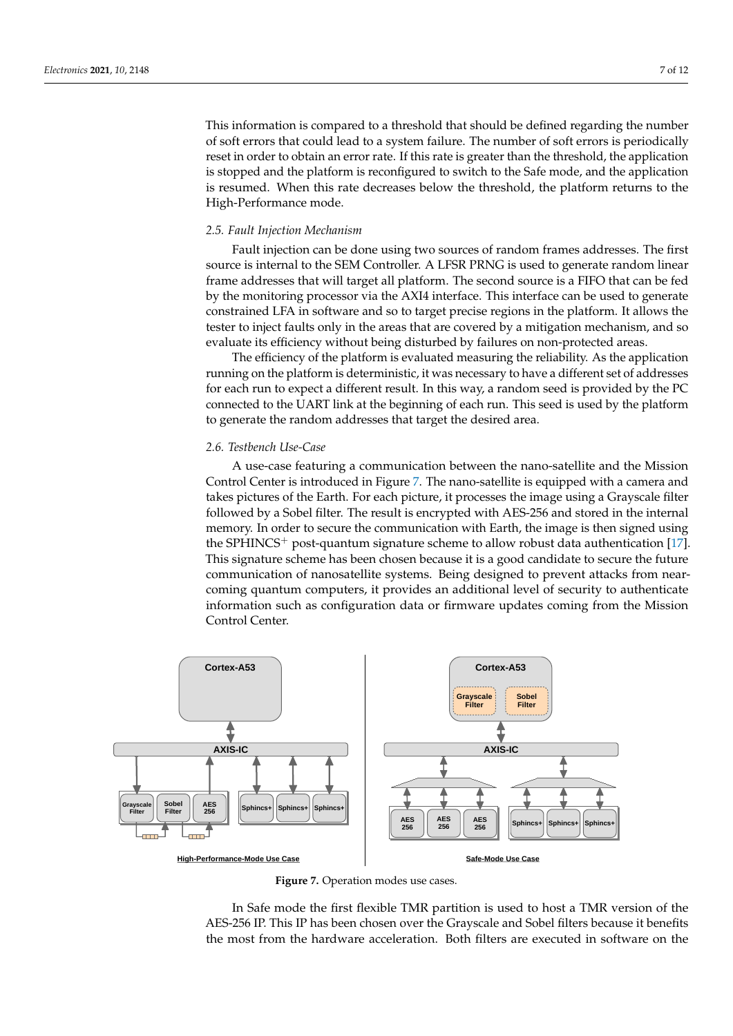This information is compared to a threshold that should be defined regarding the number of soft errors that could lead to a system failure. The number of soft errors is periodically reset in order to obtain an error rate. If this rate is greater than the threshold, the application is stopped and the platform is reconfigured to switch to the Safe mode, and the application is resumed. When this rate decreases below the threshold, the platform returns to the High-Performance mode.

### 2.5. Fault Injection Mechanism

Fault injection can be done using two sources of random frames addresses. The first source is internal to the SEM Controller. A LFSR PRNG is used to generate random linear frame addresses that will target all platform. The second source is a FIFO that can be fed by the monitoring processor via the AXI4 interface. This interface can be used to generate constrained LFA in software and so to target precise regions in the platform. It allows the tester to inject faults only in the areas that are covered by a mitigation mechanism, and so evaluate its efficiency without being disturbed by failures on non-protected areas.

The efficiency of the platform is evaluated measuring the reliability. As the application running on the platform is deterministic, it was necessary to have a different set of addresses for each run to expect a different result. In this way, a random seed is provided by the PC connected to the UART link at the beginning of each run. This seed is used by the platform to generate the random addresses that target the desired area.

### 2.6. Testbench Use-Case

A use-case featuring a communication between the nano-satellite and the Mission Control Center is introduced in Figure 7. The nano-satellite is equipped with a camera and takes pictures of the Earth. For each picture, it processes the image using a Grayscale filter followed by a Sobel filter. The result is encrypted with AES-256 and stored in the internal memory. In order to secure the communication with Earth, the image is then signed using the SPHINCS$^{+}$ post-quantum signature scheme to allow robust data authentication [17]. This signature scheme has been chosen because it is a good candidate to secure the future communication of nanosatellite systems. Being designed to prevent attacks from near-coming quantum computers, it provides an additional level of security to authenticate information such as configuration data or firmware updates coming from the Mission Control Center.

Figure 7. Operation modes use cases.

In Safe mode the first flexible TMR partition is used to host a TMR version of the AES-256 IP. This IP has been chosen over the Grayscale and Sobel filters because it benefits the most from the hardware acceleration. Both filters are executed in software on the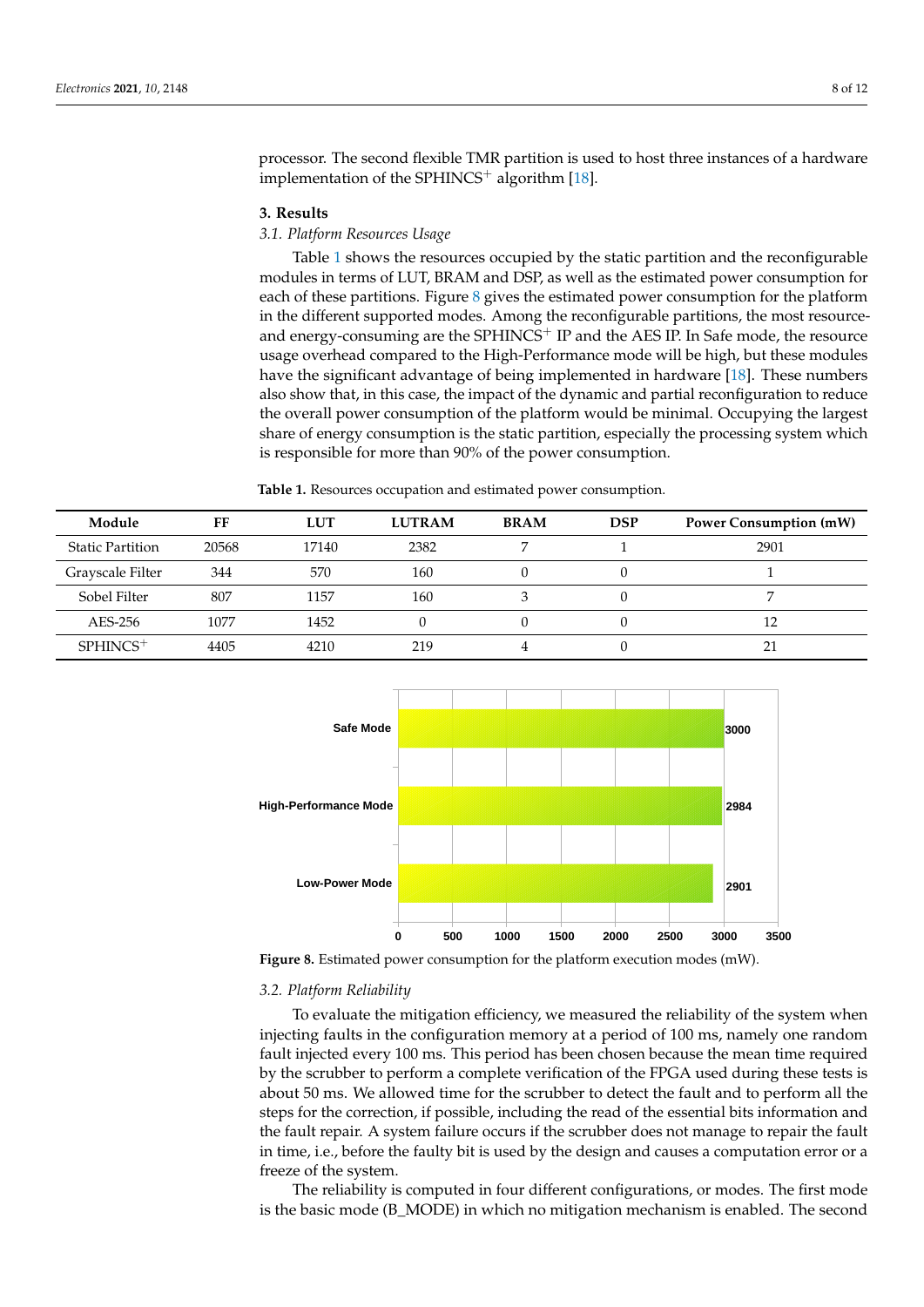processor. The second flexible TMR partition is used to host three instances of a hardware implementation of the SPHINCS$^+$ algorithm [18].

## 3. Results

### 3.1. Platform Resources Usage

Table 1 shows the resources occupied by the static partition and the reconfigurable modules in terms of LUT, BRAM and DSP, as well as the estimated power consumption for each of these partitions. Figure 8 gives the estimated power consumption for the platform in the different supported modes. Among the reconfigurable partitions, the most resource- and energy-consuming are the SPHINCS$^+$ IP and the AES IP. In Safe mode, the resource usage overhead compared to the High-Performance mode will be high, but these modules have the significant advantage of being implemented in hardware [18]. These numbers also show that, in this case, the impact of the dynamic and partial reconfiguration to reduce the overall power consumption of the platform would be minimal. Occupying the largest share of energy consumption is the static partition, especially the processing system which is responsible for more than 90% of the power consumption.

**Table 1.** Resources occupation and estimated power consumption.

| Module | FF | LUT | LUTRAM | BRAM | DSP | Power Consumption (mW) |
|---|---|---|---|---|---|---|
| Static Partition | 20568 | 17140 | 2382 | 7 | 1 | 2901 |
| Grayscale Filter | 344 | 570 | 160 | 0 | 0 | 1 |
| Sobel Filter | 807 | 1157 | 160 | 3 | 0 | 7 |
| AES-256 | 1077 | 1452 | 0 | 0 | 0 | 12 |
| SPHINCS$^+$ | 4405 | 4210 | 219 | 4 | 0 | 21 |

**Figure 8.** Estimated power consumption for the platform execution modes (mW).

### 3.2. Platform Reliability

To evaluate the mitigation efficiency, we measured the reliability of the system when injecting faults in the configuration memory at a period of 100 ms, namely one random fault injected every 100 ms. This period has been chosen because the mean time required by the scrubber to perform a complete verification of the FPGA used during these tests is about 50 ms. We allowed time for the scrubber to detect the fault and to perform all the steps for the correction, if possible, including the read of the essential bits information and the fault repair. A system failure occurs if the scrubber does not manage to repair the fault in time, i.e., before the faulty bit is used by the design and causes a computation error or a freeze of the system.

The reliability is computed in four different configurations, or modes. The first mode is the basic mode (B_MODE) in which no mitigation mechanism is enabled. The second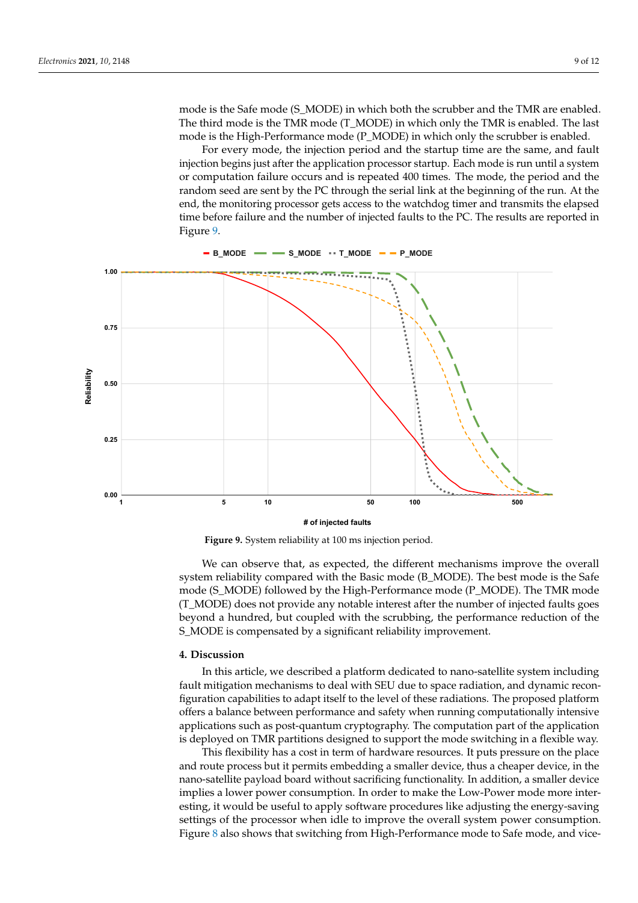mode is the Safe mode (S_MODE) in which both the scrubber and the TMR are enabled. The third mode is the TMR mode (T_MODE) in which only the TMR is enabled. The last mode is the High-Performance mode (P_MODE) in which only the scrubber is enabled.

For every mode, the injection period and the startup time are the same, and fault injection begins just after the application processor startup. Each mode is run until a system or computation failure occurs and is repeated 400 times. The mode, the period and the random seed are sent by the PC through the serial link at the beginning of the run. At the end, the monitoring processor gets access to the watchdog timer and transmits the elapsed time before failure and the number of injected faults to the PC. The results are reported in Figure 9.

**Figure 9.** System reliability at 100 ms injection period.

We can observe that, as expected, the different mechanisms improve the overall system reliability compared with the Basic mode (B_MODE). The best mode is the Safe mode (S_MODE) followed by the High-Performance mode (P_MODE). The TMR mode (T_MODE) does not provide any notable interest after the number of injected faults goes beyond a hundred, but coupled with the scrubbing, the performance reduction of the S_MODE is compensated by a significant reliability improvement.

## 4. Discussion

In this article, we described a platform dedicated to nano-satellite system including fault mitigation mechanisms to deal with SEU due to space radiation, and dynamic reconfiguration capabilities to adapt itself to the level of these radiations. The proposed platform offers a balance between performance and safety when running computationally intensive applications such as post-quantum cryptography. The computation part of the application is deployed on TMR partitions designed to support the mode switching in a flexible way.

This flexibility has a cost in term of hardware resources. It puts pressure on the place and route process but it permits embedding a smaller device, thus a cheaper device, in the nano-satellite payload board without sacrificing functionality. In addition, a smaller device implies a lower power consumption. In order to make the Low-Power mode more interesting, it would be useful to apply software procedures like adjusting the energy-saving settings of the processor when idle to improve the overall system power consumption. Figure 8 also shows that switching from High-Performance mode to Safe mode, and vice-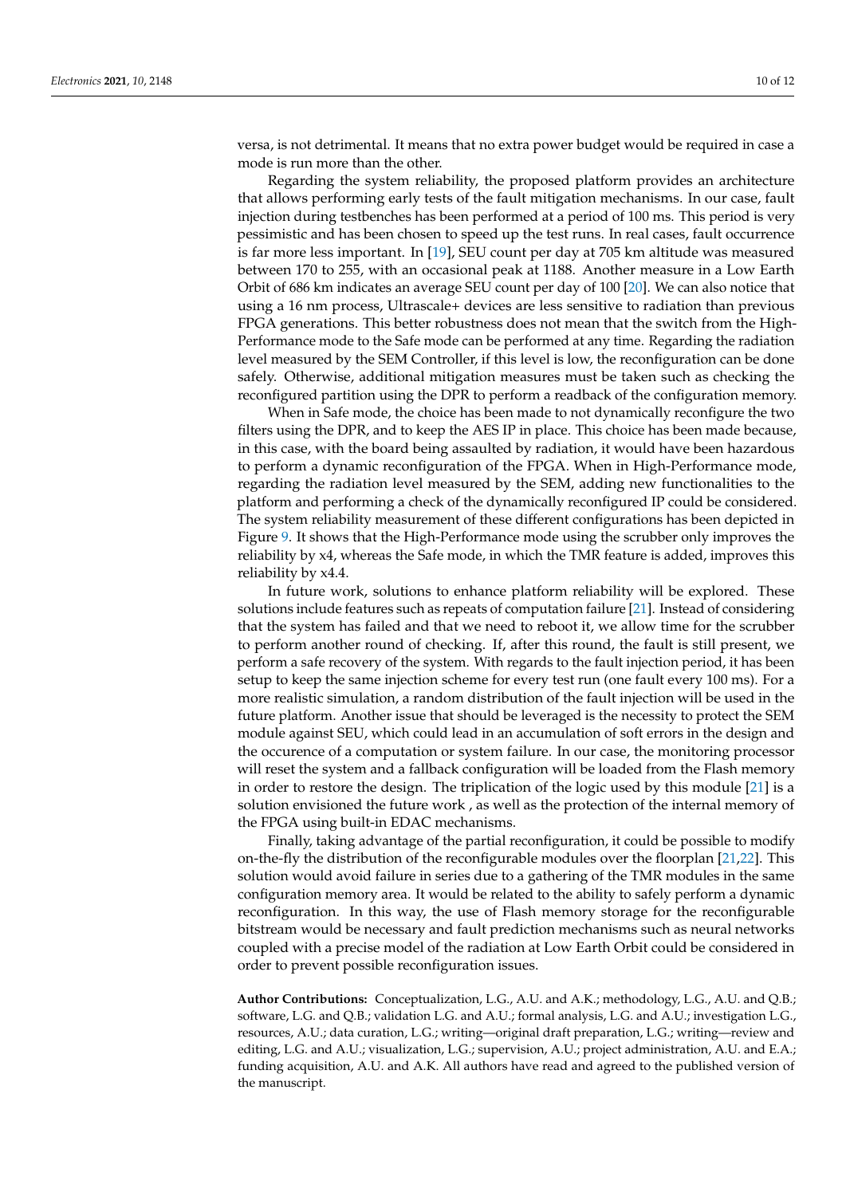versa, is not detrimental. It means that no extra power budget would be required in case a mode is run more than the other.

Regarding the system reliability, the proposed platform provides an architecture that allows performing early tests of the fault mitigation mechanisms. In our case, fault injection during testbenches has been performed at a period of 100 ms. This period is very pessimistic and has been chosen to speed up the test runs. In real cases, fault occurrence is far more less important. In [19], SEU count per day at 705 km altitude was measured between 170 to 255, with an occasional peak at 1188. Another measure in a Low Earth Orbit of 686 km indicates an average SEU count per day of 100 [20]. We can also notice that using a 16 nm process, Ultrascale+ devices are less sensitive to radiation than previous FPGA generations. This better robustness does not mean that the switch from the High-Performance mode to the Safe mode can be performed at any time. Regarding the radiation level measured by the SEM Controller, if this level is low, the reconfiguration can be done safely. Otherwise, additional mitigation measures must be taken such as checking the reconfigured partition using the DPR to perform a readback of the configuration memory.

When in Safe mode, the choice has been made to not dynamically reconfigure the two filters using the DPR, and to keep the AES IP in place. This choice has been made because, in this case, with the board being assaulted by radiation, it would have been hazardous to perform a dynamic reconfiguration of the FPGA. When in High-Performance mode, regarding the radiation level measured by the SEM, adding new functionalities to the platform and performing a check of the dynamically reconfigured IP could be considered. The system reliability measurement of these different configurations has been depicted in Figure 9. It shows that the High-Performance mode using the scrubber only improves the reliability by x4, whereas the Safe mode, in which the TMR feature is added, improves this reliability by x4.4.

In future work, solutions to enhance platform reliability will be explored. These solutions include features such as repeats of computation failure [21]. Instead of considering that the system has failed and that we need to reboot it, we allow time for the scrubber to perform another round of checking. If, after this round, the fault is still present, we perform a safe recovery of the system. With regards to the fault injection period, it has been setup to keep the same injection scheme for every test run (one fault every 100 ms). For a more realistic simulation, a random distribution of the fault injection will be used in the future platform. Another issue that should be leveraged is the necessity to protect the SEM module against SEU, which could lead in an accumulation of soft errors in the design and the occurence of a computation or system failure. In our case, the monitoring processor will reset the system and a fallback configuration will be loaded from the Flash memory in order to restore the design. The triplication of the logic used by this module [21] is a solution envisioned the future work , as well as the protection of the internal memory of the FPGA using built-in EDAC mechanisms.

Finally, taking advantage of the partial reconfiguration, it could be possible to modify on-the-fly the distribution of the reconfigurable modules over the floorplan [21,22]. This solution would avoid failure in series due to a gathering of the TMR modules in the same configuration memory area. It would be related to the ability to safely perform a dynamic reconfiguration. In this way, the use of Flash memory storage for the reconfigurable bitstream would be necessary and fault prediction mechanisms such as neural networks coupled with a precise model of the radiation at Low Earth Orbit could be considered in order to prevent possible reconfiguration issues.

**Author Contributions:** Conceptualization, L.G., A.U. and A.K.; methodology, L.G., A.U. and Q.B.; software, L.G. and Q.B.; validation L.G. and A.U.; formal analysis, L.G. and A.U.; investigation L.G., resources, A.U.; data curation, L.G.; writing—original draft preparation, L.G.; writing—review and editing, L.G. and A.U.; visualization, L.G.; supervision, A.U.; project administration, A.U. and E.A.; funding acquisition, A.U. and A.K. All authors have read and agreed to the published version of the manuscript.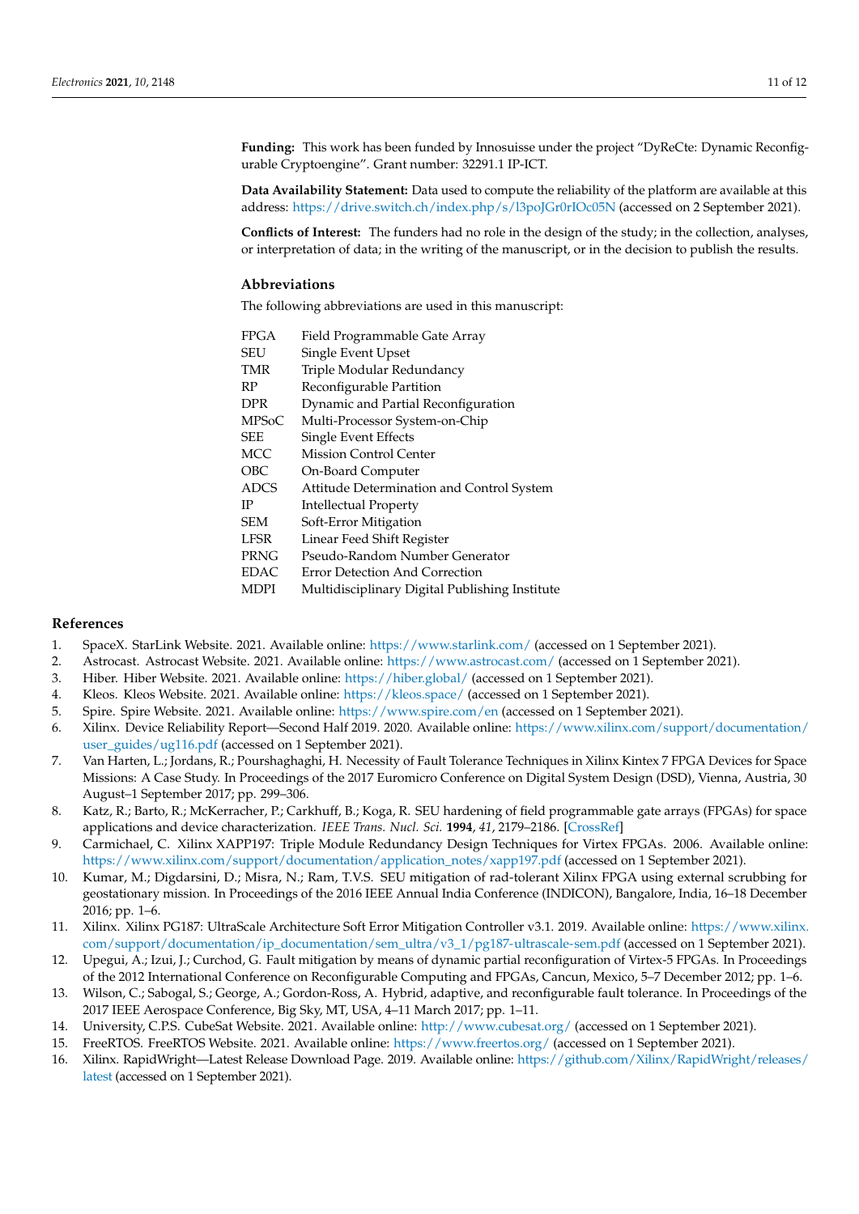**Funding:** This work has been funded by Innosuisse under the project "DyReCte: Dynamic Reconfigurable Cryptoengine". Grant number: 32291.1 IP-ICT.

**Data Availability Statement:** Data used to compute the reliability of the platform are available at this address: https://drive.switch.ch/index.php/s/l3poJGr0rIOc05N (accessed on 2 September 2021).

**Conflicts of Interest:** The funders had no role in the design of the study; in the collection, analyses, or interpretation of data; in the writing of the manuscript, or in the decision to publish the results.

## Abbreviations

The following abbreviations are used in this manuscript:

| | |
|---|---|
| FPGA | Field Programmable Gate Array |
| SEU | Single Event Upset |
| TMR | Triple Modular Redundancy |
| RP | Reconfigurable Partition |
| DPR | Dynamic and Partial Reconfiguration |
| MPSoC | Multi-Processor System-on-Chip |
| SEE | Single Event Effects |
| MCC | Mission Control Center |
| OBC | On-Board Computer |
| ADCS | Attitude Determination and Control System |
| IP | Intellectual Property |
| SEM | Soft-Error Mitigation |
| LFSR | Linear Feed Shift Register |
| PRNG | Pseudo-Random Number Generator |
| EDAC | Error Detection And Correction |
| MDPI | Multidisciplinary Digital Publishing Institute |

## References

1. SpaceX. StarLink Website. 2021. Available online: https://www.starlink.com/ (accessed on 1 September 2021).
2. Astrocast. Astrocast Website. 2021. Available online: https://www.astrocast.com/ (accessed on 1 September 2021).
3. Hiber. Hiber Website. 2021. Available online: https://hiber.global/ (accessed on 1 September 2021).
4. Kleos. Kleos Website. 2021. Available online: https://kleos.space/ (accessed on 1 September 2021).
5. Spire. Spire Website. 2021. Available online: https://www.spire.com/en (accessed on 1 September 2021).
6. Xilinx. Device Reliability Report—Second Half 2019. 2020. Available online: https://www.xilinx.com/support/documentation/user_guides/ug116.pdf (accessed on 1 September 2021).
7. Van Harten, L.; Jordans, R.; Pourshaghaghi, H. Necessity of Fault Tolerance Techniques in Xilinx Kintex 7 FPGA Devices for Space Missions: A Case Study. In Proceedings of the 2017 Euromicro Conference on Digital System Design (DSD), Vienna, Austria, 30 August–1 September 2017; pp. 299–306.
8. Katz, R.; Barto, R.; McKerracher, P.; Carkhuff, B.; Koga, R. SEU hardening of field programmable gate arrays (FPGAs) for space applications and device characterization. *IEEE Trans. Nucl. Sci.* **1994**, *41*, 2179–2186. [CrossRef]
9. Carmichael, C. Xilinx XAPP197: Triple Module Redundancy Design Techniques for Virtex FPGAs. 2006. Available online: https://www.xilinx.com/support/documentation/application_notes/xapp197.pdf (accessed on 1 September 2021).
10. Kumar, M.; Digdarsini, D.; Misra, N.; Ram, T.V.S. SEU mitigation of rad-tolerant Xilinx FPGA using external scrubbing for geostationary mission. In Proceedings of the 2016 IEEE Annual India Conference (INDICON), Bangalore, India, 16–18 December 2016; pp. 1–6.
11. Xilinx. Xilinx PG187: UltraScale Architecture Soft Error Mitigation Controller v3.1. 2019. Available online: https://www.xilinx.com/support/documentation/ip_documentation/sem_ultra/v3_1/pg187-ultrascale-sem.pdf (accessed on 1 September 2021).
12. Upegui, A.; Izui, J.; Curchod, G. Fault mitigation by means of dynamic partial reconfiguration of Virtex-5 FPGAs. In Proceedings of the 2012 International Conference on Reconfigurable Computing and FPGAs, Cancun, Mexico, 5–7 December 2012; pp. 1–6.
13. Wilson, C.; Sabogal, S.; George, A.; Gordon-Ross, A. Hybrid, adaptive, and reconfigurable fault tolerance. In Proceedings of the 2017 IEEE Aerospace Conference, Big Sky, MT, USA, 4–11 March 2017; pp. 1–11.
14. University, C.P.S. CubeSat Website. 2021. Available online: http://www.cubesat.org/ (accessed on 1 September 2021).
15. FreeRTOS. FreeRTOS Website. 2021. Available online: https://www.freertos.org/ (accessed on 1 September 2021).
16. Xilinx. RapidWright—Latest Release Download Page. 2019. Available online: https://github.com/Xilinx/RapidWright/releases/latest (accessed on 1 September 2021).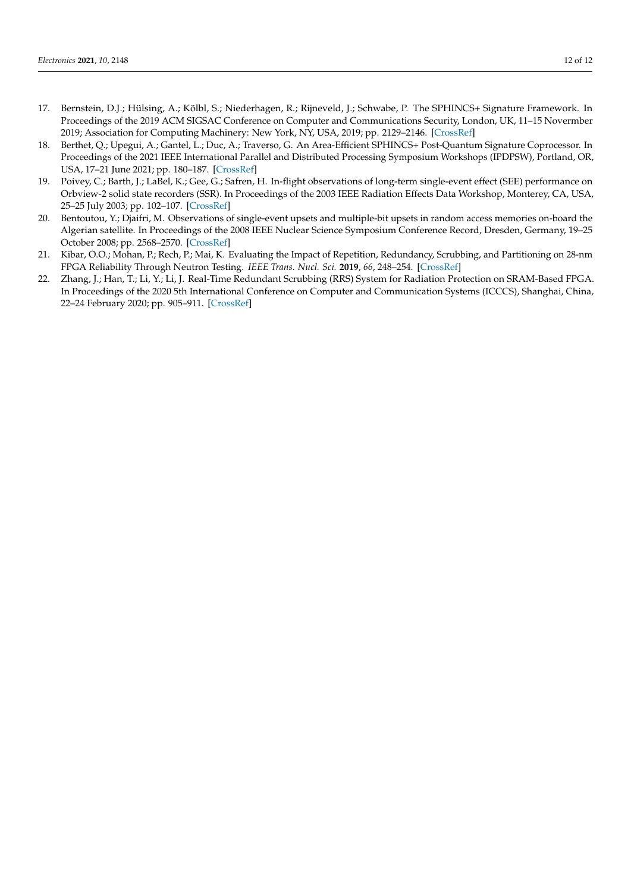17. Bernstein, D.J.; Hülsing, A.; Kölbl, S.; Niederhagen, R.; Rijneveld, J.; Schwabe, P. The SPHINCS+ Signature Framework. In Proceedings of the 2019 ACM SIGSAC Conference on Computer and Communications Security, London, UK, 11–15 Novermber 2019; Association for Computing Machinery: New York, NY, USA, 2019; pp. 2129–2146. [CrossRef]
18. Berthet, Q.; Upegui, A.; Gantel, L.; Duc, A.; Traverso, G. An Area-Efficient SPHINCS+ Post-Quantum Signature Coprocessor. In Proceedings of the 2021 IEEE International Parallel and Distributed Processing Symposium Workshops (IPDPSW), Portland, OR, USA, 17–21 June 2021; pp. 180–187. [CrossRef]
19. Poivey, C.; Barth, J.; LaBel, K.; Gee, G.; Safren, H. In-flight observations of long-term single-event effect (SEE) performance on Orbview-2 solid state recorders (SSR). In Proceedings of the 2003 IEEE Radiation Effects Data Workshop, Monterey, CA, USA, 25–25 July 2003; pp. 102–107. [CrossRef]
20. Bentoutou, Y.; Djaifri, M. Observations of single-event upsets and multiple-bit upsets in random access memories on-board the Algerian satellite. In Proceedings of the 2008 IEEE Nuclear Science Symposium Conference Record, Dresden, Germany, 19–25 October 2008; pp. 2568–2570. [CrossRef]
21. Kibar, O.O.; Mohan, P.; Rech, P.; Mai, K. Evaluating the Impact of Repetition, Redundancy, Scrubbing, and Partitioning on 28-nm FPGA Reliability Through Neutron Testing. *IEEE Trans. Nucl. Sci.* **2019**, *66*, 248–254. [CrossRef]
22. Zhang, J.; Han, T.; Li, Y.; Li, J. Real-Time Redundant Scrubbing (RRS) System for Radiation Protection on SRAM-Based FPGA. In Proceedings of the 2020 5th International Conference on Computer and Communication Systems (ICCCS), Shanghai, China, 22–24 February 2020; pp. 905–911. [CrossRef]